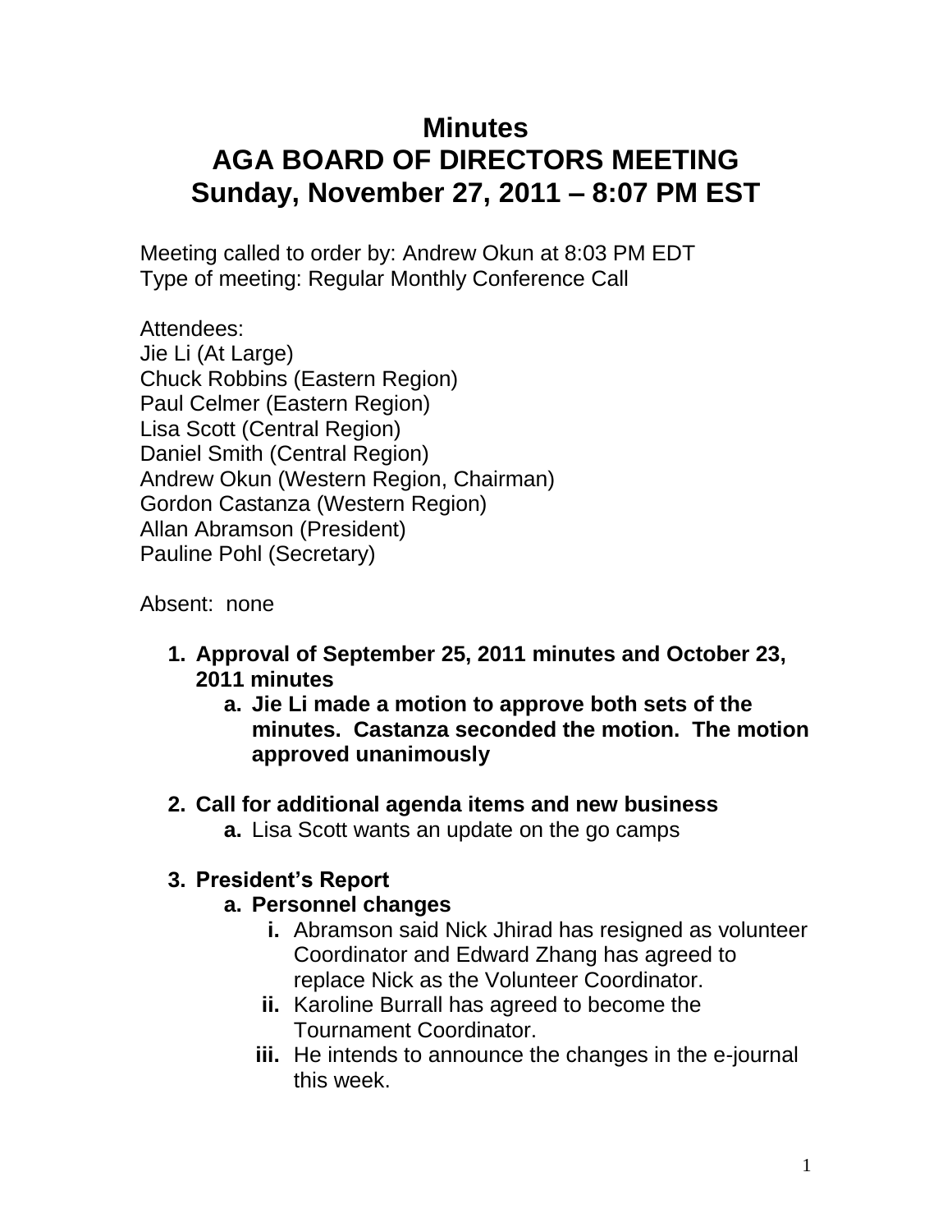# Minutes
# AGA BOARD OF DIRECTORS MEETING
# Sunday, November 27, 2011 – 8:07 PM EST

Meeting called to order by: Andrew Okun at 8:03 PM EDT
Type of meeting: Regular Monthly Conference Call

Attendees:
Jie Li (At Large)
Chuck Robbins (Eastern Region)
Paul Celmer (Eastern Region)
Lisa Scott (Central Region)
Daniel Smith (Central Region)
Andrew Okun (Western Region, Chairman)
Gordon Castanza (Western Region)
Allan Abramson (President)
Pauline Pohl (Secretary)

Absent: none

1. **Approval of September 25, 2011 minutes and October 23, 2011 minutes**
   a. **Jie Li made a motion to approve both sets of the minutes. Castanza seconded the motion. The motion approved unanimously**

2. **Call for additional agenda items and new business**
   a. Lisa Scott wants an update on the go camps

3. **President's Report**
   a. **Personnel changes**
      i. Abramson said Nick Jhirad has resigned as volunteer Coordinator and Edward Zhang has agreed to replace Nick as the Volunteer Coordinator.
      ii. Karoline Burrall has agreed to become the Tournament Coordinator.
      iii. He intends to announce the changes in the e-journal this week.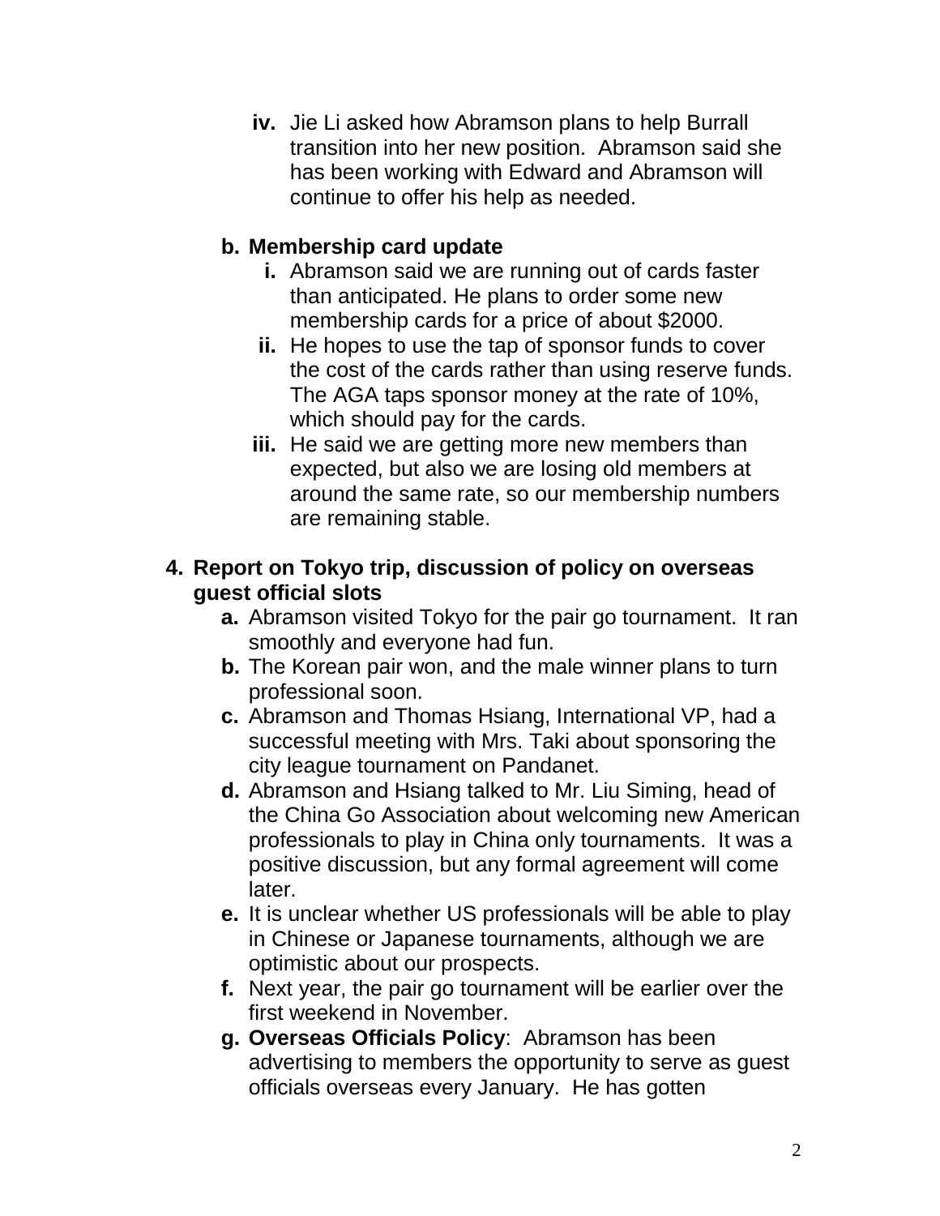iv. Jie Li asked how Abramson plans to help Burrall transition into her new position. Abramson said she has been working with Edward and Abramson will continue to offer his help as needed.

**b. Membership card update**

i. Abramson said we are running out of cards faster than anticipated. He plans to order some new membership cards for a price of about $2000.

ii. He hopes to use the tap of sponsor funds to cover the cost of the cards rather than using reserve funds. The AGA taps sponsor money at the rate of 10%, which should pay for the cards.

iii. He said we are getting more new members than expected, but also we are losing old members at around the same rate, so our membership numbers are remaining stable.

**4. Report on Tokyo trip, discussion of policy on overseas guest official slots**

a. Abramson visited Tokyo for the pair go tournament. It ran smoothly and everyone had fun.

b. The Korean pair won, and the male winner plans to turn professional soon.

c. Abramson and Thomas Hsiang, International VP, had a successful meeting with Mrs. Taki about sponsoring the city league tournament on Pandanet.

d. Abramson and Hsiang talked to Mr. Liu Siming, head of the China Go Association about welcoming new American professionals to play in China only tournaments. It was a positive discussion, but any formal agreement will come later.

e. It is unclear whether US professionals will be able to play in Chinese or Japanese tournaments, although we are optimistic about our prospects.

f. Next year, the pair go tournament will be earlier over the first weekend in November.

g. **Overseas Officials Policy**: Abramson has been advertising to members the opportunity to serve as guest officials overseas every January. He has gotten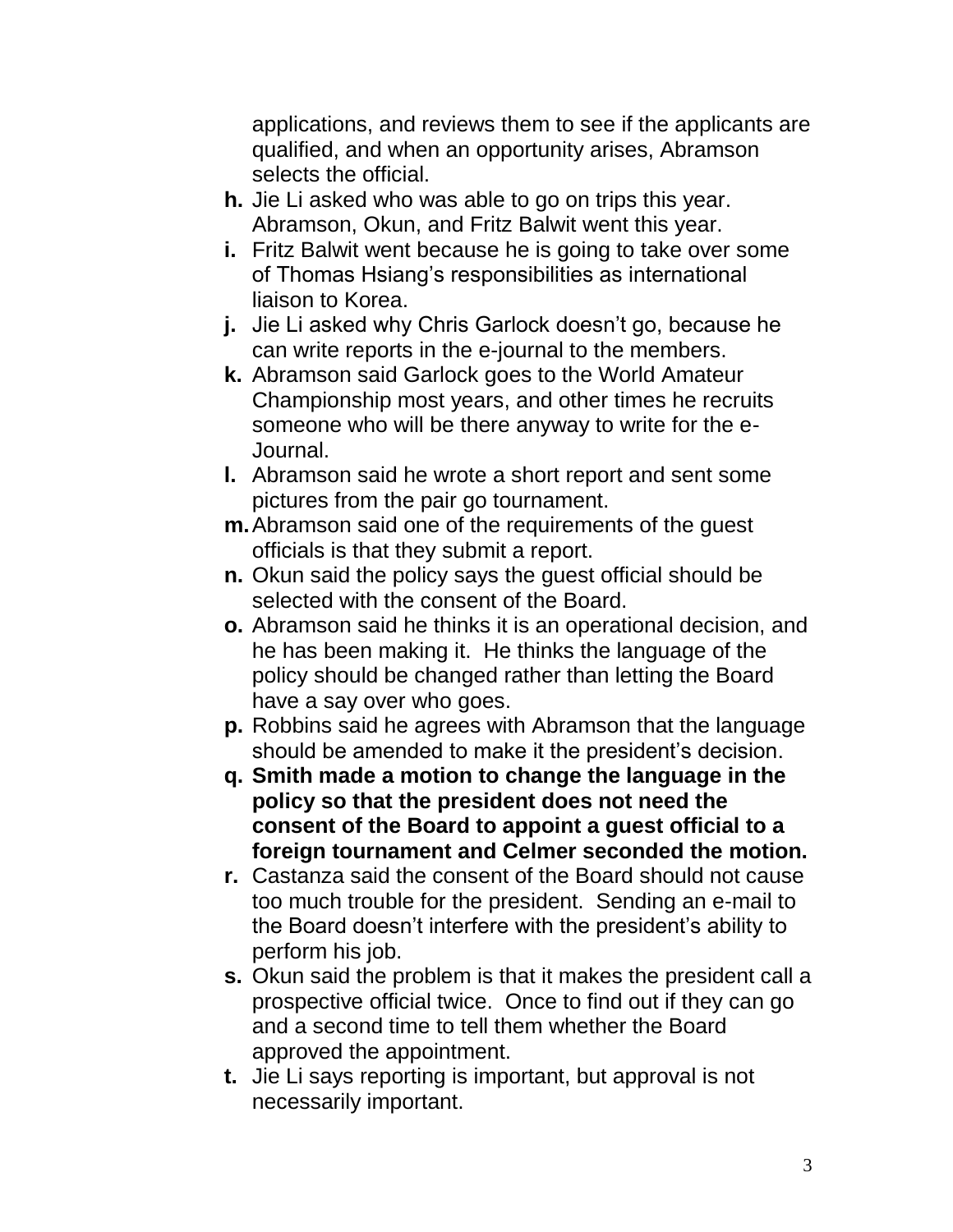applications, and reviews them to see if the applicants are qualified, and when an opportunity arises, Abramson selects the official.

- **h.** Jie Li asked who was able to go on trips this year. Abramson, Okun, and Fritz Balwit went this year.
- **i.** Fritz Balwit went because he is going to take over some of Thomas Hsiang's responsibilities as international liaison to Korea.
- **j.** Jie Li asked why Chris Garlock doesn't go, because he can write reports in the e-journal to the members.
- **k.** Abramson said Garlock goes to the World Amateur Championship most years, and other times he recruits someone who will be there anyway to write for the e-Journal.
- **l.** Abramson said he wrote a short report and sent some pictures from the pair go tournament.
- **m.** Abramson said one of the requirements of the guest officials is that they submit a report.
- **n.** Okun said the policy says the guest official should be selected with the consent of the Board.
- **o.** Abramson said he thinks it is an operational decision, and he has been making it. He thinks the language of the policy should be changed rather than letting the Board have a say over who goes.
- **p.** Robbins said he agrees with Abramson that the language should be amended to make it the president's decision.
- **q. Smith made a motion to change the language in the policy so that the president does not need the consent of the Board to appoint a guest official to a foreign tournament and Celmer seconded the motion.**
- **r.** Castanza said the consent of the Board should not cause too much trouble for the president. Sending an e-mail to the Board doesn't interfere with the president's ability to perform his job.
- **s.** Okun said the problem is that it makes the president call a prospective official twice. Once to find out if they can go and a second time to tell them whether the Board approved the appointment.
- **t.** Jie Li says reporting is important, but approval is not necessarily important.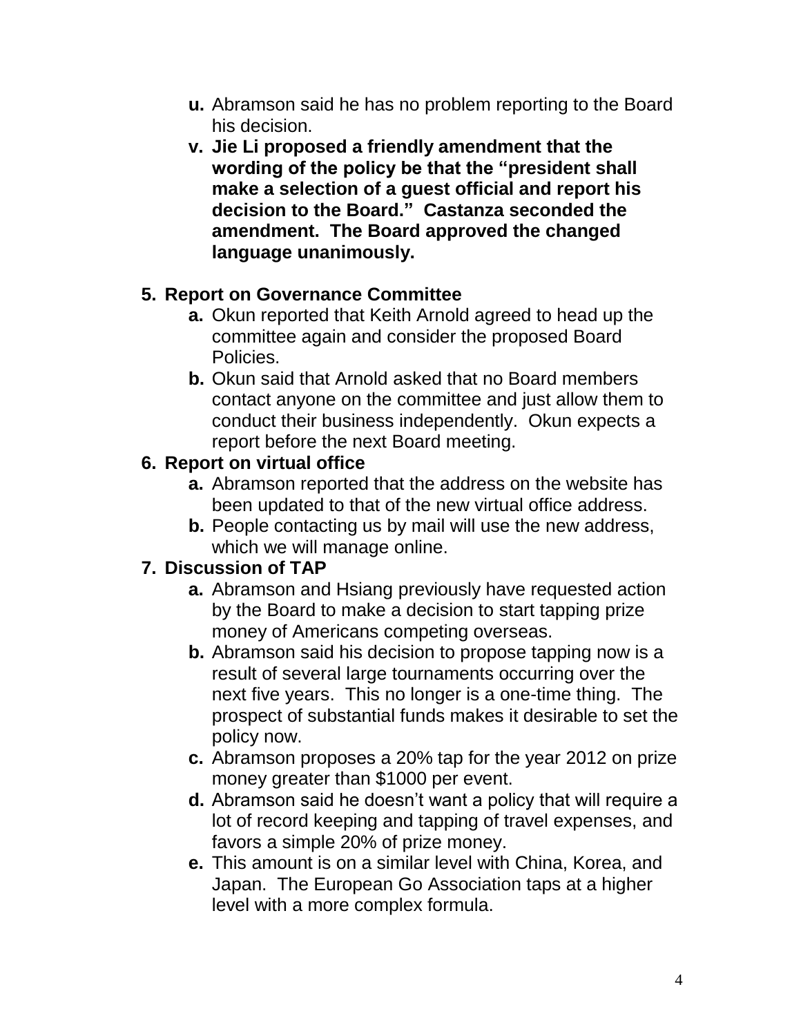- **u.** Abramson said he has no problem reporting to the Board his decision.
- **v. Jie Li proposed a friendly amendment that the wording of the policy be that the "president shall make a selection of a guest official and report his decision to the Board." Castanza seconded the amendment. The Board approved the changed language unanimously.**

**5. Report on Governance Committee**

- **a.** Okun reported that Keith Arnold agreed to head up the committee again and consider the proposed Board Policies.
- **b.** Okun said that Arnold asked that no Board members contact anyone on the committee and just allow them to conduct their business independently. Okun expects a report before the next Board meeting.

**6. Report on virtual office**

- **a.** Abramson reported that the address on the website has been updated to that of the new virtual office address.
- **b.** People contacting us by mail will use the new address, which we will manage online.

**7. Discussion of TAP**

- **a.** Abramson and Hsiang previously have requested action by the Board to make a decision to start tapping prize money of Americans competing overseas.
- **b.** Abramson said his decision to propose tapping now is a result of several large tournaments occurring over the next five years. This no longer is a one-time thing. The prospect of substantial funds makes it desirable to set the policy now.
- **c.** Abramson proposes a 20% tap for the year 2012 on prize money greater than $1000 per event.
- **d.** Abramson said he doesn't want a policy that will require a lot of record keeping and tapping of travel expenses, and favors a simple 20% of prize money.
- **e.** This amount is on a similar level with China, Korea, and Japan. The European Go Association taps at a higher level with a more complex formula.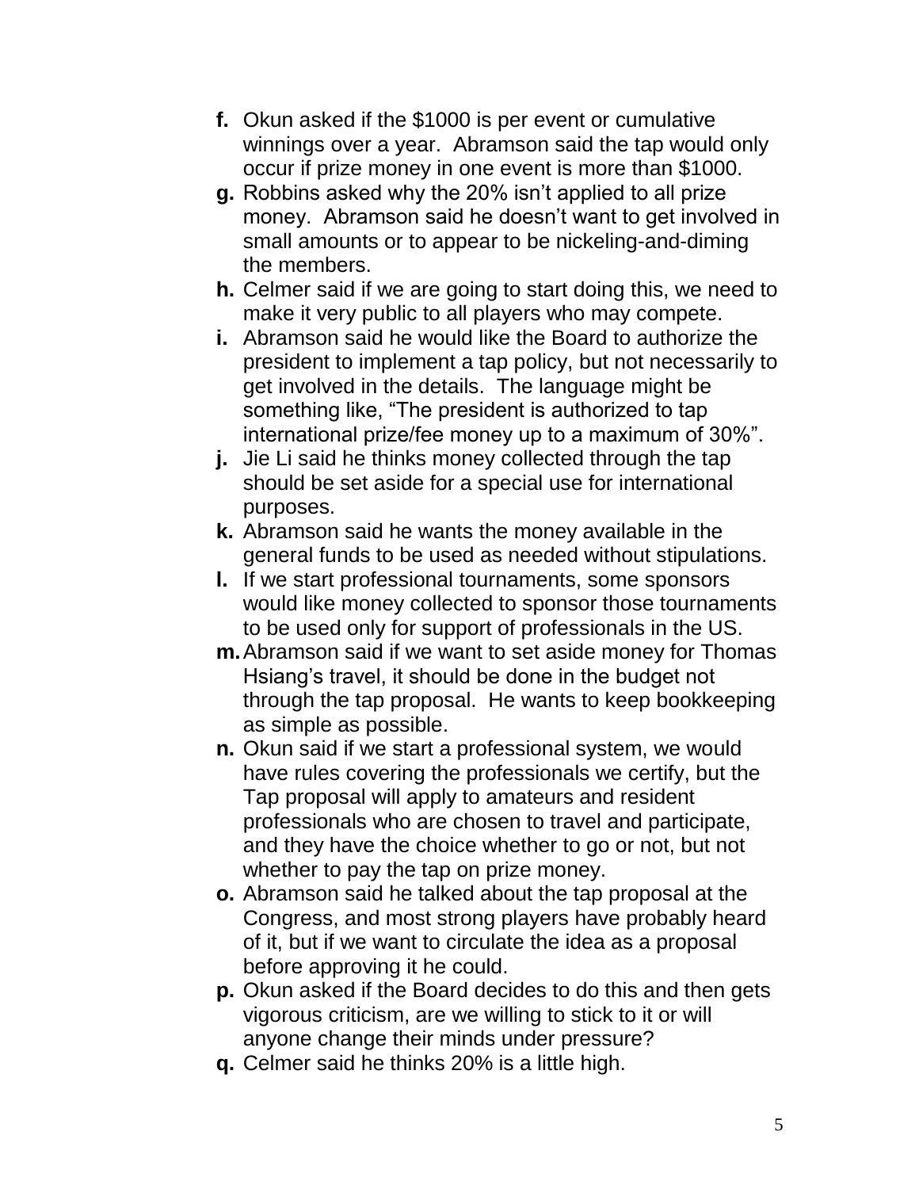f. Okun asked if the $1000 is per event or cumulative winnings over a year. Abramson said the tap would only occur if prize money in one event is more than $1000.

g. Robbins asked why the 20% isn't applied to all prize money. Abramson said he doesn't want to get involved in small amounts or to appear to be nickeling-and-diming the members.

h. Celmer said if we are going to start doing this, we need to make it very public to all players who may compete.

i. Abramson said he would like the Board to authorize the president to implement a tap policy, but not necessarily to get involved in the details. The language might be something like, "The president is authorized to tap international prize/fee money up to a maximum of 30%".

j. Jie Li said he thinks money collected through the tap should be set aside for a special use for international purposes.

k. Abramson said he wants the money available in the general funds to be used as needed without stipulations.

l. If we start professional tournaments, some sponsors would like money collected to sponsor those tournaments to be used only for support of professionals in the US.

m. Abramson said if we want to set aside money for Thomas Hsiang's travel, it should be done in the budget not through the tap proposal. He wants to keep bookkeeping as simple as possible.

n. Okun said if we start a professional system, we would have rules covering the professionals we certify, but the Tap proposal will apply to amateurs and resident professionals who are chosen to travel and participate, and they have the choice whether to go or not, but not whether to pay the tap on prize money.

o. Abramson said he talked about the tap proposal at the Congress, and most strong players have probably heard of it, but if we want to circulate the idea as a proposal before approving it he could.

p. Okun asked if the Board decides to do this and then gets vigorous criticism, are we willing to stick to it or will anyone change their minds under pressure?

q. Celmer said he thinks 20% is a little high.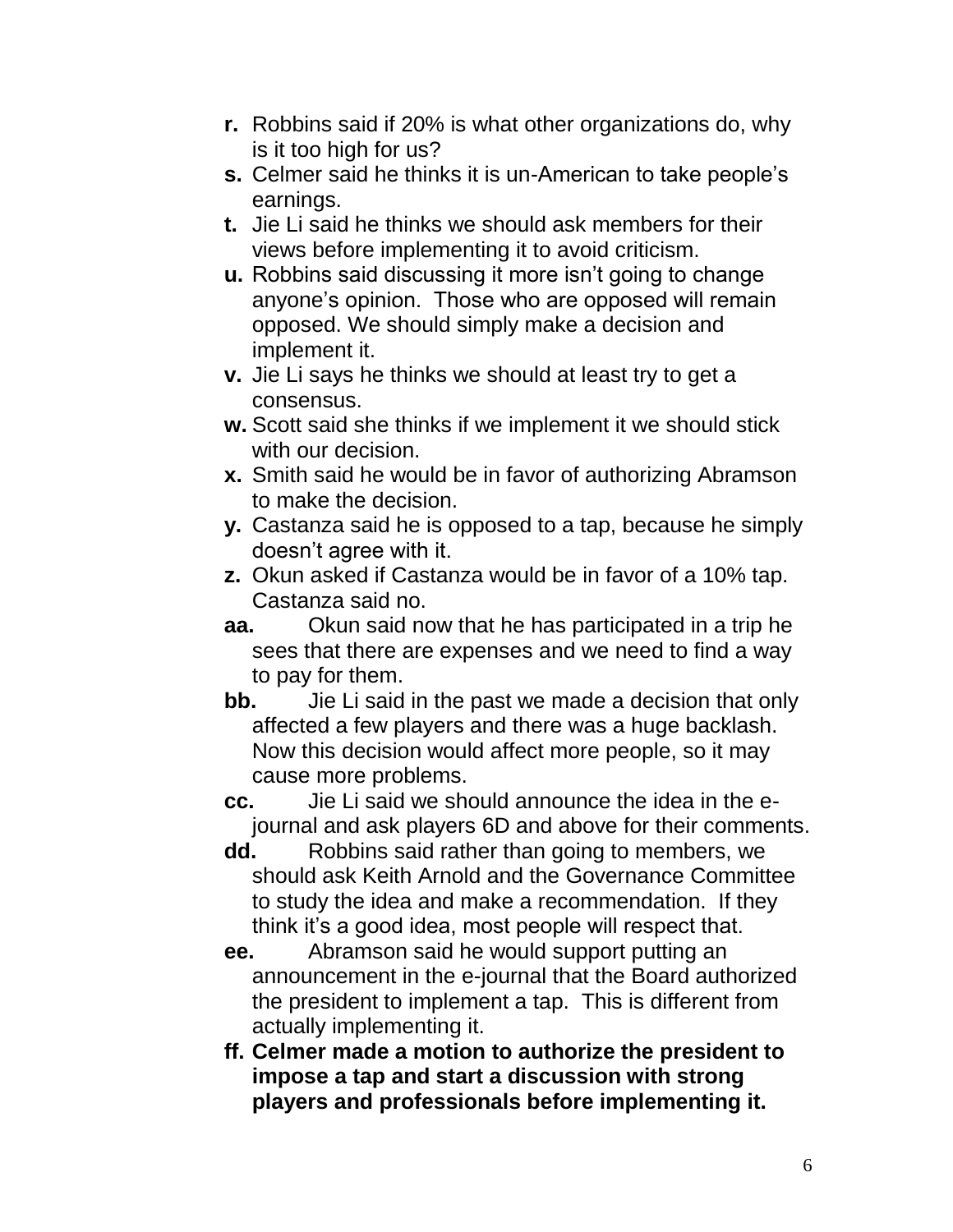- **r.** Robbins said if 20% is what other organizations do, why is it too high for us?
- **s.** Celmer said he thinks it is un-American to take people's earnings.
- **t.** Jie Li said he thinks we should ask members for their views before implementing it to avoid criticism.
- **u.** Robbins said discussing it more isn't going to change anyone's opinion. Those who are opposed will remain opposed. We should simply make a decision and implement it.
- **v.** Jie Li says he thinks we should at least try to get a consensus.
- **w.** Scott said she thinks if we implement it we should stick with our decision.
- **x.** Smith said he would be in favor of authorizing Abramson to make the decision.
- **y.** Castanza said he is opposed to a tap, because he simply doesn't agree with it.
- **z.** Okun asked if Castanza would be in favor of a 10% tap. Castanza said no.
- **aa.** Okun said now that he has participated in a trip he sees that there are expenses and we need to find a way to pay for them.
- **bb.** Jie Li said in the past we made a decision that only affected a few players and there was a huge backlash. Now this decision would affect more people, so it may cause more problems.
- **cc.** Jie Li said we should announce the idea in the e-journal and ask players 6D and above for their comments.
- **dd.** Robbins said rather than going to members, we should ask Keith Arnold and the Governance Committee to study the idea and make a recommendation. If they think it's a good idea, most people will respect that.
- **ee.** Abramson said he would support putting an announcement in the e-journal that the Board authorized the president to implement a tap. This is different from actually implementing it.
- **ff. Celmer made a motion to authorize the president to impose a tap and start a discussion with strong players and professionals before implementing it.**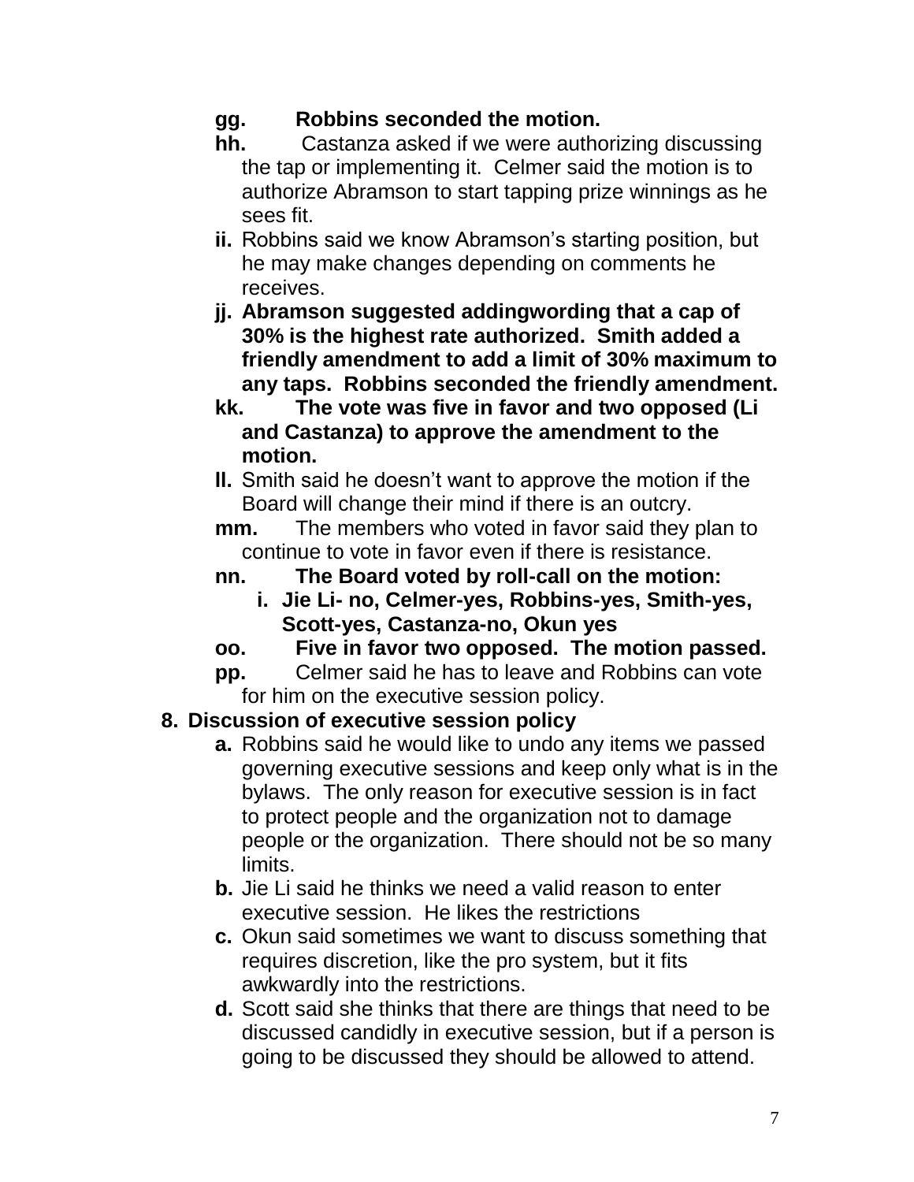- **gg. Robbins seconded the motion.**
- **hh.** Castanza asked if we were authorizing discussing the tap or implementing it. Celmer said the motion is to authorize Abramson to start tapping prize winnings as he sees fit.
- **ii.** Robbins said we know Abramson's starting position, but he may make changes depending on comments he receives.
- **jj. Abramson suggested addingwording that a cap of 30% is the highest rate authorized. Smith added a friendly amendment to add a limit of 30% maximum to any taps. Robbins seconded the friendly amendment.**
- **kk. The vote was five in favor and two opposed (Li and Castanza) to approve the amendment to the motion.**
- **ll.** Smith said he doesn't want to approve the motion if the Board will change their mind if there is an outcry.
- **mm.** The members who voted in favor said they plan to continue to vote in favor even if there is resistance.
- **nn. The Board voted by roll-call on the motion:**
  - **i. Jie Li- no, Celmer-yes, Robbins-yes, Smith-yes, Scott-yes, Castanza-no, Okun yes**
- **oo. Five in favor two opposed. The motion passed.**
- **pp.** Celmer said he has to leave and Robbins can vote for him on the executive session policy.

**8. Discussion of executive session policy**

- **a.** Robbins said he would like to undo any items we passed governing executive sessions and keep only what is in the bylaws. The only reason for executive session is in fact to protect people and the organization not to damage people or the organization. There should not be so many limits.
- **b.** Jie Li said he thinks we need a valid reason to enter executive session. He likes the restrictions
- **c.** Okun said sometimes we want to discuss something that requires discretion, like the pro system, but it fits awkwardly into the restrictions.
- **d.** Scott said she thinks that there are things that need to be discussed candidly in executive session, but if a person is going to be discussed they should be allowed to attend.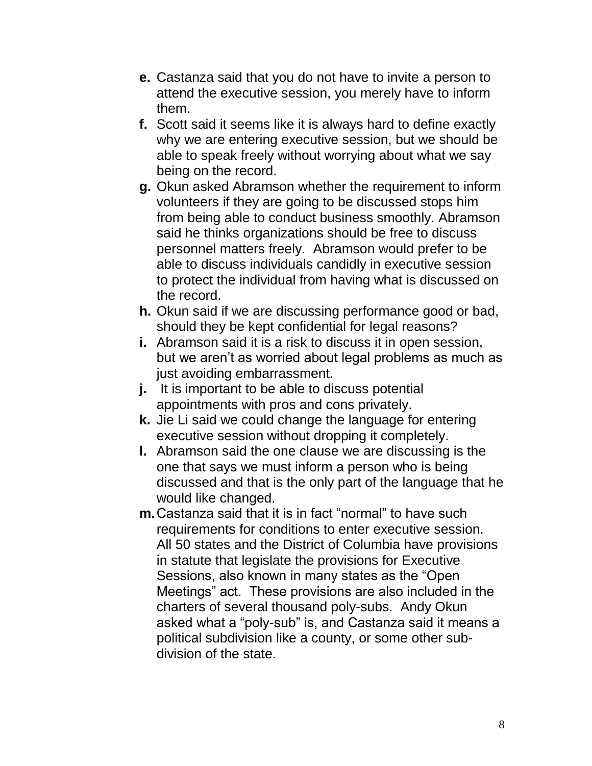e. Castanza said that you do not have to invite a person to attend the executive session, you merely have to inform them.
f. Scott said it seems like it is always hard to define exactly why we are entering executive session, but we should be able to speak freely without worrying about what we say being on the record.
g. Okun asked Abramson whether the requirement to inform volunteers if they are going to be discussed stops him from being able to conduct business smoothly. Abramson said he thinks organizations should be free to discuss personnel matters freely. Abramson would prefer to be able to discuss individuals candidly in executive session to protect the individual from having what is discussed on the record.
h. Okun said if we are discussing performance good or bad, should they be kept confidential for legal reasons?
i. Abramson said it is a risk to discuss it in open session, but we aren't as worried about legal problems as much as just avoiding embarrassment.
j. It is important to be able to discuss potential appointments with pros and cons privately.
k. Jie Li said we could change the language for entering executive session without dropping it completely.
l. Abramson said the one clause we are discussing is the one that says we must inform a person who is being discussed and that is the only part of the language that he would like changed.
m. Castanza said that it is in fact "normal" to have such requirements for conditions to enter executive session. All 50 states and the District of Columbia have provisions in statute that legislate the provisions for Executive Sessions, also known in many states as the "Open Meetings" act. These provisions are also included in the charters of several thousand poly-subs. Andy Okun asked what a "poly-sub" is, and Castanza said it means a political subdivision like a county, or some other sub-division of the state.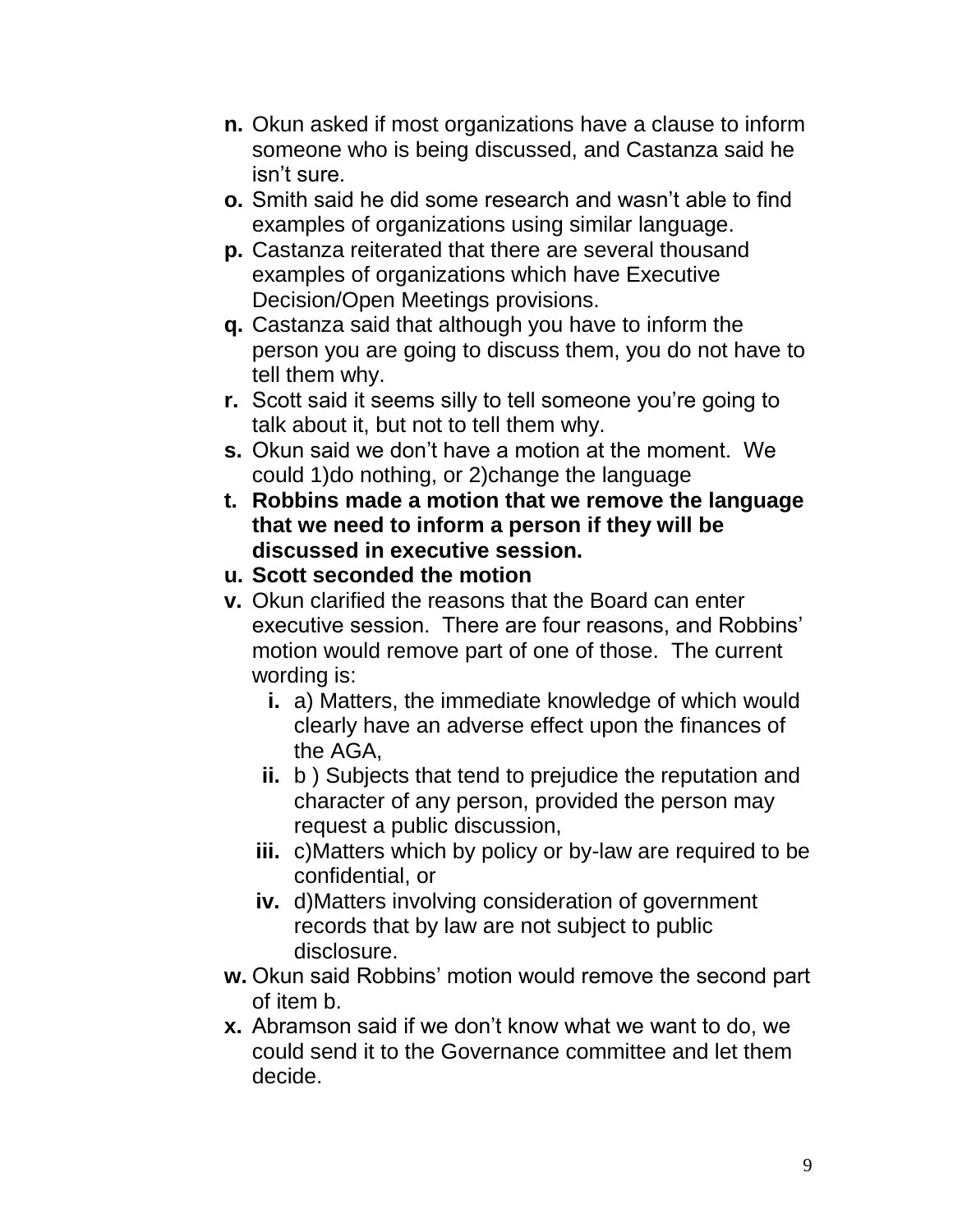**n.** Okun asked if most organizations have a clause to inform someone who is being discussed, and Castanza said he isn't sure.

**o.** Smith said he did some research and wasn't able to find examples of organizations using similar language.

**p.** Castanza reiterated that there are several thousand examples of organizations which have Executive Decision/Open Meetings provisions.

**q.** Castanza said that although you have to inform the person you are going to discuss them, you do not have to tell them why.

**r.** Scott said it seems silly to tell someone you're going to talk about it, but not to tell them why.

**s.** Okun said we don't have a motion at the moment. We could 1)do nothing, or 2)change the language

**t. Robbins made a motion that we remove the language that we need to inform a person if they will be discussed in executive session.**

**u. Scott seconded the motion**

**v.** Okun clarified the reasons that the Board can enter executive session. There are four reasons, and Robbins' motion would remove part of one of those. The current wording is:

- **i.** a) Matters, the immediate knowledge of which would clearly have an adverse effect upon the finances of the AGA,
- **ii.** b ) Subjects that tend to prejudice the reputation and character of any person, provided the person may request a public discussion,
- **iii.** c)Matters which by policy or by-law are required to be confidential, or
- **iv.** d)Matters involving consideration of government records that by law are not subject to public disclosure.

**w.** Okun said Robbins' motion would remove the second part of item b.

**x.** Abramson said if we don't know what we want to do, we could send it to the Governance committee and let them decide.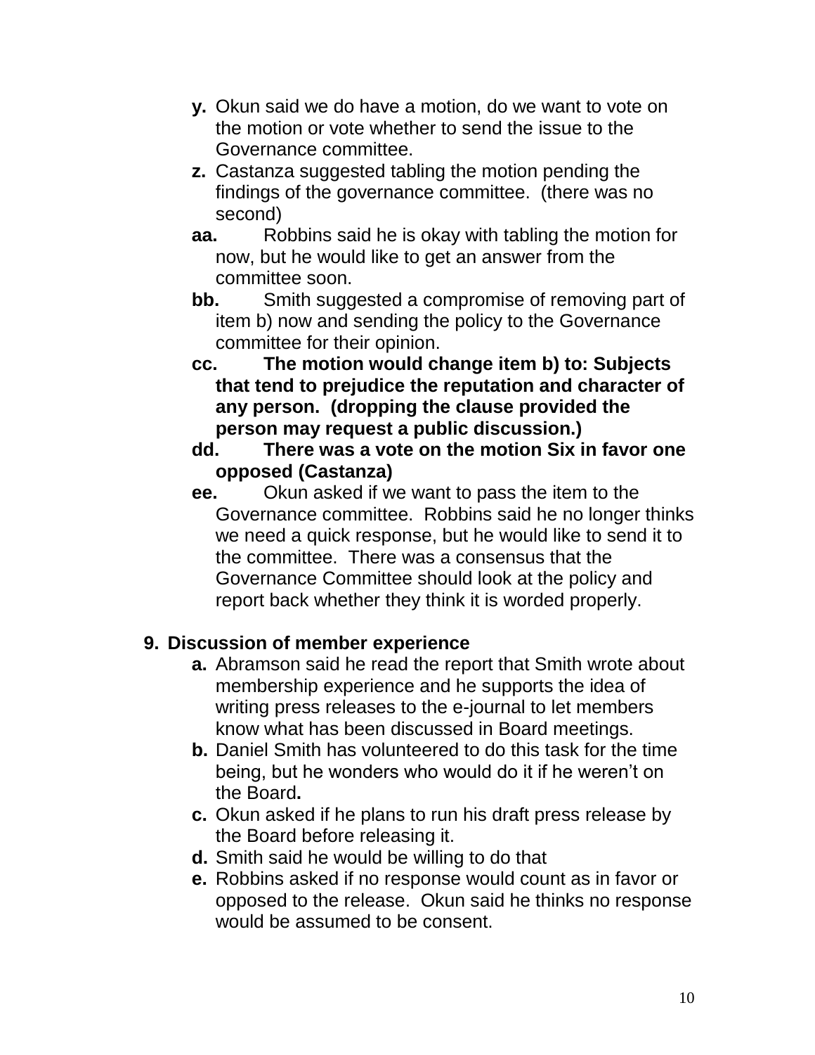- **y.** Okun said we do have a motion, do we want to vote on the motion or vote whether to send the issue to the Governance committee.
- **z.** Castanza suggested tabling the motion pending the findings of the governance committee. (there was no second)
- **aa.** Robbins said he is okay with tabling the motion for now, but he would like to get an answer from the committee soon.
- **bb.** Smith suggested a compromise of removing part of item b) now and sending the policy to the Governance committee for their opinion.
- **cc. The motion would change item b) to: Subjects that tend to prejudice the reputation and character of any person. (dropping the clause provided the person may request a public discussion.)**
- **dd. There was a vote on the motion Six in favor one opposed (Castanza)**
- **ee.** Okun asked if we want to pass the item to the Governance committee. Robbins said he no longer thinks we need a quick response, but he would like to send it to the committee. There was a consensus that the Governance Committee should look at the policy and report back whether they think it is worded properly.

## 9. Discussion of member experience

- **a.** Abramson said he read the report that Smith wrote about membership experience and he supports the idea of writing press releases to the e-journal to let members know what has been discussed in Board meetings.
- **b.** Daniel Smith has volunteered to do this task for the time being, but he wonders who would do it if he weren't on the Board**.**
- **c.** Okun asked if he plans to run his draft press release by the Board before releasing it.
- **d.** Smith said he would be willing to do that
- **e.** Robbins asked if no response would count as in favor or opposed to the release. Okun said he thinks no response would be assumed to be consent.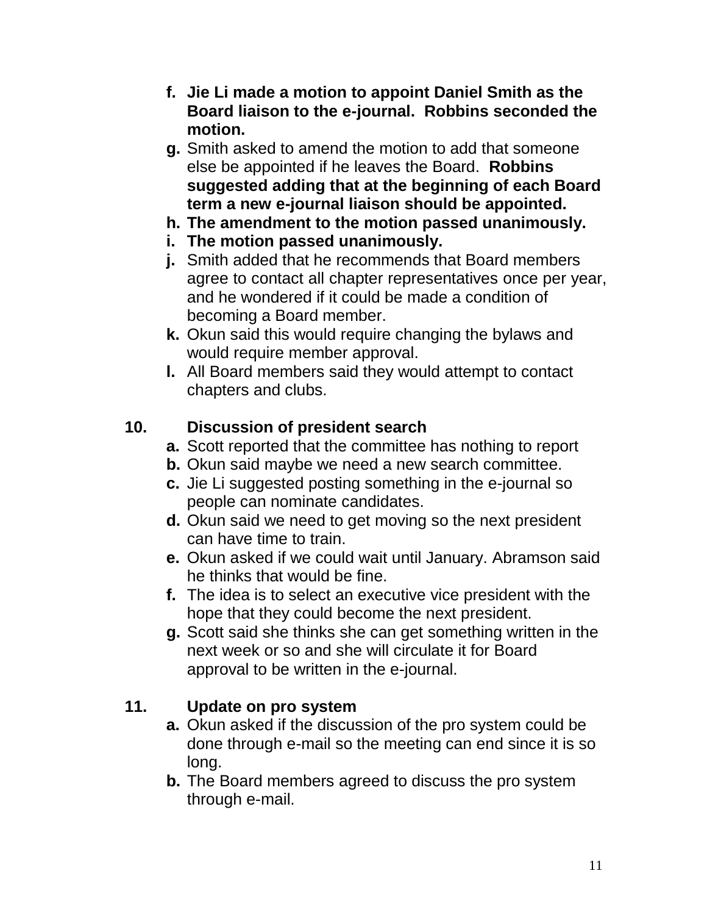- **f. Jie Li made a motion to appoint Daniel Smith as the Board liaison to the e-journal. Robbins seconded the motion.**
- **g.** Smith asked to amend the motion to add that someone else be appointed if he leaves the Board. **Robbins suggested adding that at the beginning of each Board term a new e-journal liaison should be appointed.**
- **h. The amendment to the motion passed unanimously.**
- **i. The motion passed unanimously.**
- **j.** Smith added that he recommends that Board members agree to contact all chapter representatives once per year, and he wondered if it could be made a condition of becoming a Board member.
- **k.** Okun said this would require changing the bylaws and would require member approval.
- **l.** All Board members said they would attempt to contact chapters and clubs.

**10. Discussion of president search**

- **a.** Scott reported that the committee has nothing to report
- **b.** Okun said maybe we need a new search committee.
- **c.** Jie Li suggested posting something in the e-journal so people can nominate candidates.
- **d.** Okun said we need to get moving so the next president can have time to train.
- **e.** Okun asked if we could wait until January. Abramson said he thinks that would be fine.
- **f.** The idea is to select an executive vice president with the hope that they could become the next president.
- **g.** Scott said she thinks she can get something written in the next week or so and she will circulate it for Board approval to be written in the e-journal.

**11. Update on pro system**

- **a.** Okun asked if the discussion of the pro system could be done through e-mail so the meeting can end since it is so long.
- **b.** The Board members agreed to discuss the pro system through e-mail.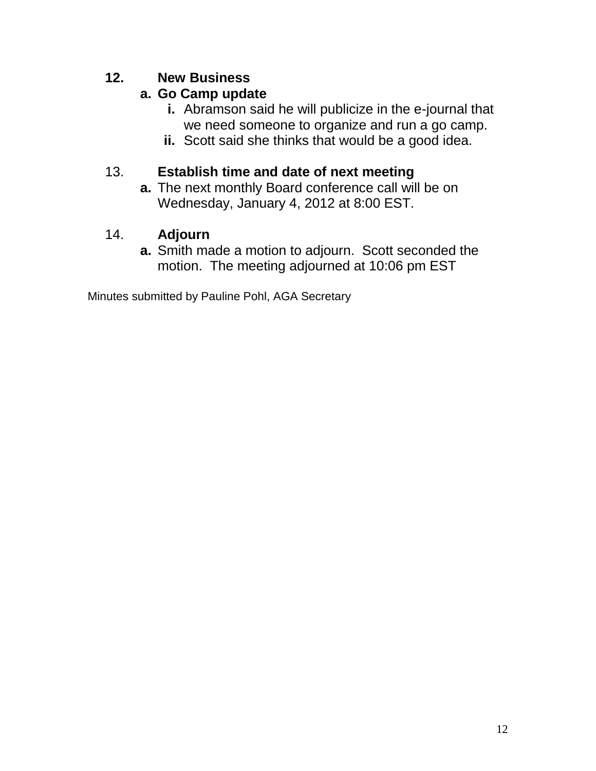12. **New Business**

   a. **Go Camp update**

      i. Abramson said he will publicize in the e-journal that we need someone to organize and run a go camp.

      ii. Scott said she thinks that would be a good idea.

13. **Establish time and date of next meeting**

   a. The next monthly Board conference call will be on Wednesday, January 4, 2012 at 8:00 EST.

14. **Adjourn**

   a. Smith made a motion to adjourn. Scott seconded the motion. The meeting adjourned at 10:06 pm EST

Minutes submitted by Pauline Pohl, AGA Secretary